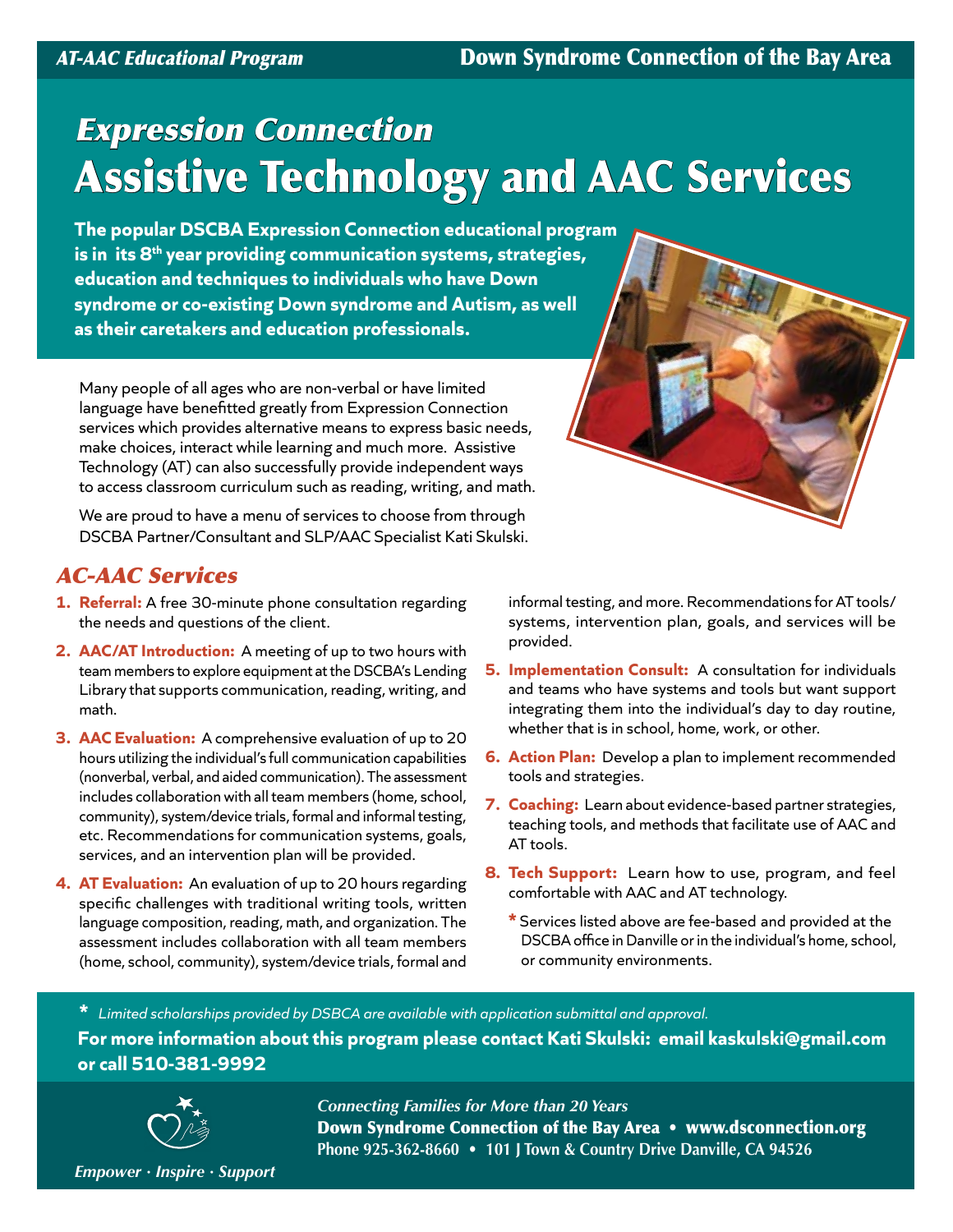*AT-AAC Educational Program* **Down Syndrome Connection of the Bay Area**

# *Expression Connection*
# Assistive Technology and AAC Services

**The popular DSCBA Expression Connection educational program is in its 8th year providing communication systems, strategies, education and techniques to individuals who have Down syndrome or co-existing Down syndrome and Autism, as well as their caretakers and education professionals.**

Many people of all ages who are non-verbal or have limited language have benefitted greatly from Expression Connection services which provides alternative means to express basic needs, make choices, interact while learning and much more. Assistive Technology (AT) can also successfully provide independent ways to access classroom curriculum such as reading, writing, and math.

We are proud to have a menu of services to choose from through DSCBA Partner/Consultant and SLP/AAC Specialist Kati Skulski.

## *AC-AAC Services*

1. **Referral:** A free 30-minute phone consultation regarding the needs and questions of the client.
2. **AAC/AT Introduction:** A meeting of up to two hours with team members to explore equipment at the DSCBA's Lending Library that supports communication, reading, writing, and math.
3. **AAC Evaluation:** A comprehensive evaluation of up to 20 hours utilizing the individual's full communication capabilities (nonverbal, verbal, and aided communication). The assessment includes collaboration with all team members (home, school, community), system/device trials, formal and informal testing, etc. Recommendations for communication systems, goals, services, and an intervention plan will be provided.
4. **AT Evaluation:** An evaluation of up to 20 hours regarding specific challenges with traditional writing tools, written language composition, reading, math, and organization. The assessment includes collaboration with all team members (home, school, community), system/device trials, formal and informal testing, and more. Recommendations for AT tools/systems, intervention plan, goals, and services will be provided.
5. **Implementation Consult:** A consultation for individuals and teams who have systems and tools but want support integrating them into the individual's day to day routine, whether that is in school, home, work, or other.
6. **Action Plan:** Develop a plan to implement recommended tools and strategies.
7. **Coaching:** Learn about evidence-based partner strategies, teaching tools, and methods that facilitate use of AAC and AT tools.
8. **Tech Support:** Learn how to use, program, and feel comfortable with AAC and AT technology.

\* Services listed above are fee-based and provided at the DSCBA office in Danville or in the individual's home, school, or community environments.

\* *Limited scholarships provided by DSBCA are available with application submittal and approval.*

**For more information about this program please contact Kati Skulski: email kaskulski@gmail.com or call 510-381-9992**

*Connecting Families for More than 20 Years*
**Down Syndrome Connection of the Bay Area • www.dsconnection.org**
**Phone 925-362-8660 • 101 J Town & Country Drive Danville, CA 94526**

*Empower · Inspire · Support*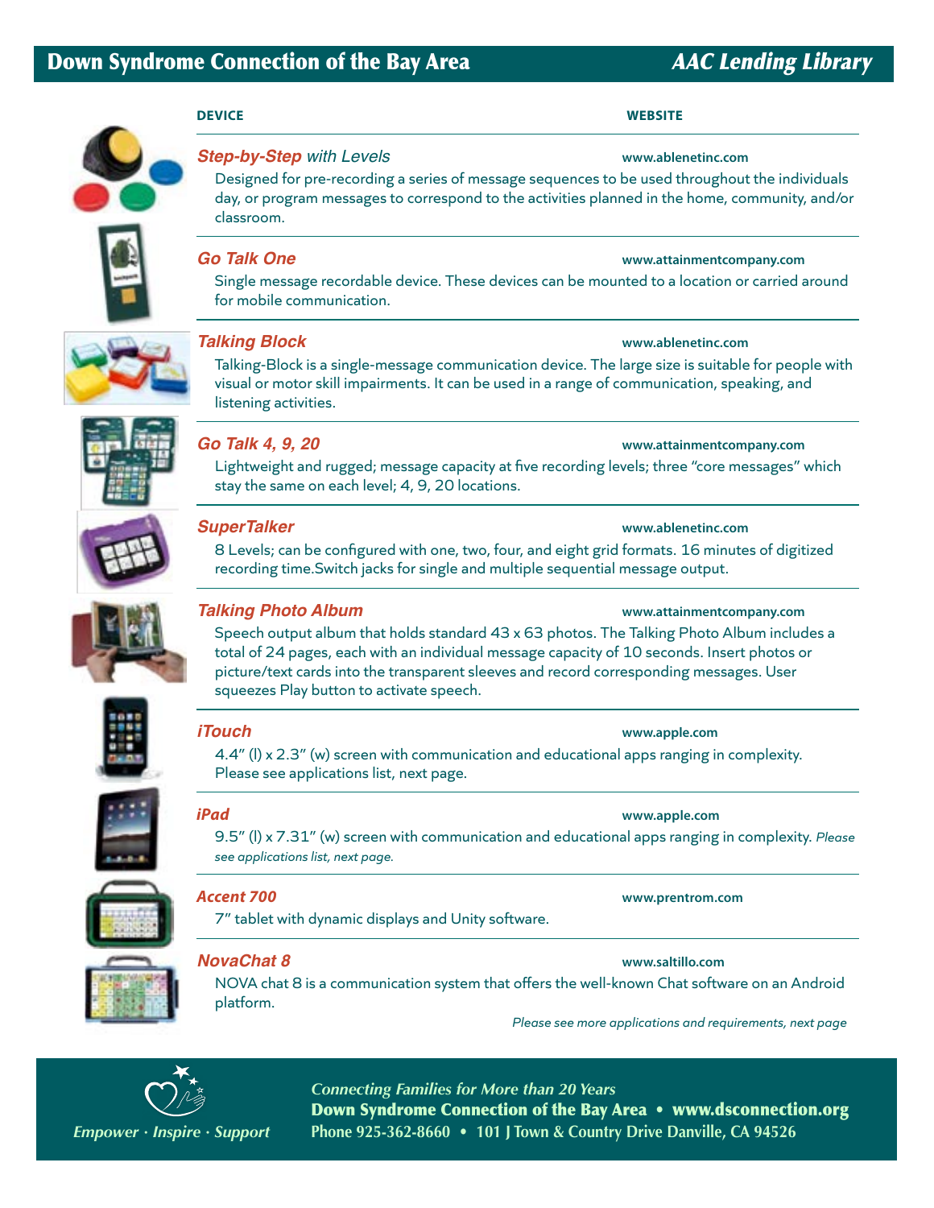# Down Syndrome Connection of the Bay Area

## *AAC Lending Library*

| DEVICE | WEBSITE |
|---|---|
| ***Step-by-Step** with Levels* | www.ablenetinc.com |

Designed for pre-recording a series of message sequences to be used throughout the individuals day, or program messages to correspond to the activities planned in the home, community, and/or classroom.

***Go Talk One*** — www.attainmentcompany.com

Single message recordable device. These devices can be mounted to a location or carried around for mobile communication.

***Talking Block*** — www.ablenetinc.com

Talking-Block is a single-message communication device. The large size is suitable for people with visual or motor skill impairments. It can be used in a range of communication, speaking, and listening activities.

***Go Talk 4, 9, 20*** — www.attainmentcompany.com

Lightweight and rugged; message capacity at five recording levels; three "core messages" which stay the same on each level; 4, 9, 20 locations.

***SuperTalker*** — www.ablenetinc.com

8 Levels; can be configured with one, two, four, and eight grid formats. 16 minutes of digitized recording time.Switch jacks for single and multiple sequential message output.

***Talking Photo Album*** — www.attainmentcompany.com

Speech output album that holds standard 43 x 63 photos. The Talking Photo Album includes a total of 24 pages, each with an individual message capacity of 10 seconds. Insert photos or picture/text cards into the transparent sleeves and record corresponding messages. User squeezes Play button to activate speech.

***iTouch*** — www.apple.com

4.4" (l) x 2.3" (w) screen with communication and educational apps ranging in complexity. Please see applications list, next page.

***iPad*** — www.apple.com

9.5" (l) x 7.31" (w) screen with communication and educational apps ranging in complexity. *Please see applications list, next page.*

***Accent 700*** — www.prentrom.com

7" tablet with dynamic displays and Unity software.

***NovaChat 8*** — www.saltillo.com

NOVA chat 8 is a communication system that offers the well-known Chat software on an Android platform.

*Please see more applications and requirements, next page*

*Empower · Inspire · Support*

*Connecting Families for More than 20 Years*

**Down Syndrome Connection of the Bay Area • www.dsconnection.org**

**Phone 925-362-8660 • 101 J Town & Country Drive Danville, CA 94526**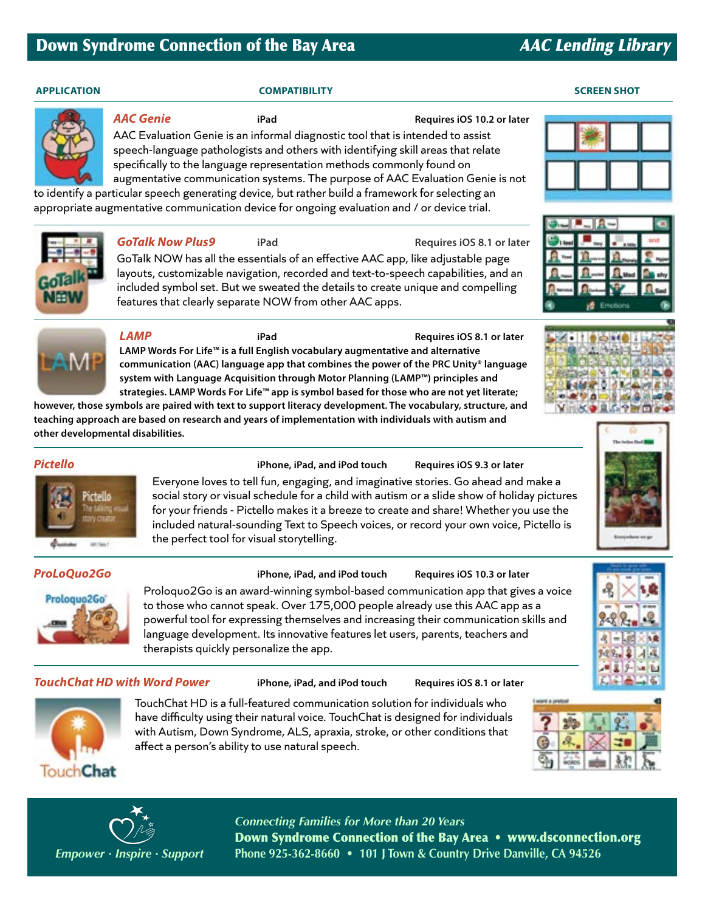# Down Syndrome Connection of the Bay Area

## *AAC Lending Library*

**APPLICATION** | **COMPATIBILITY** | **SCREEN SHOT**

### *AAC Genie*

**iPad** — **Requires iOS 10.2 or later**

AAC Evaluation Genie is an informal diagnostic tool that is intended to assist speech-language pathologists and others with identifying skill areas that relate specifically to the language representation methods commonly found on augmentative communication systems. The purpose of AAC Evaluation Genie is not to identify a particular speech generating device, but rather build a framework for selecting an appropriate augmentative communication device for ongoing evaluation and / or device trial.

### *GoTalk Now Plus9*

**iPad** — **Requires iOS 8.1 or later**

GoTalk NOW has all the essentials of an effective AAC app, like adjustable page layouts, customizable navigation, recorded and text-to-speech capabilities, and an included symbol set. But we sweated the details to create unique and compelling features that clearly separate NOW from other AAC apps.

### *LAMP*

**iPad** — **Requires iOS 8.1 or later**

**LAMP Words For Life™ is a full English vocabulary augmentative and alternative communication (AAC) language app that combines the power of the PRC Unity® language system with Language Acquisition through Motor Planning (LAMP™) principles and strategies. LAMP Words For Life™ app is symbol based for those who are not yet literate; however, those symbols are paired with text to support literacy development. The vocabulary, structure, and teaching approach are based on research and years of implementation with individuals with autism and other developmental disabilities.**

### *Pictello*

**iPhone, iPad, and iPod touch** — **Requires iOS 9.3 or later**

Everyone loves to tell fun, engaging, and imaginative stories. Go ahead and make a social story or visual schedule for a child with autism or a slide show of holiday pictures for your friends - Pictello makes it a breeze to create and share! Whether you use the included natural-sounding Text to Speech voices, or record your own voice, Pictello is the perfect tool for visual storytelling.

### *ProLoQuo2Go*

**iPhone, iPad, and iPod touch** — **Requires iOS 10.3 or later**

Proloquo2Go is an award-winning symbol-based communication app that gives a voice to those who cannot speak. Over 175,000 people already use this AAC app as a powerful tool for expressing themselves and increasing their communication skills and language development. Its innovative features let users, parents, teachers and therapists quickly personalize the app.

### *TouchChat HD with Word Power*

**iPhone, iPad, and iPod touch** — **Requires iOS 8.1 or later**

TouchChat HD is a full-featured communication solution for individuals who have difficulty using their natural voice. TouchChat is designed for individuals with Autism, Down Syndrome, ALS, apraxia, stroke, or other conditions that affect a person's ability to use natural speech.

*Empower · Inspire · Support*

*Connecting Families for More than 20 Years*

**Down Syndrome Connection of the Bay Area • www.dsconnection.org**

Phone 925-362-8660 • 101 J Town & Country Drive Danville, CA 94526